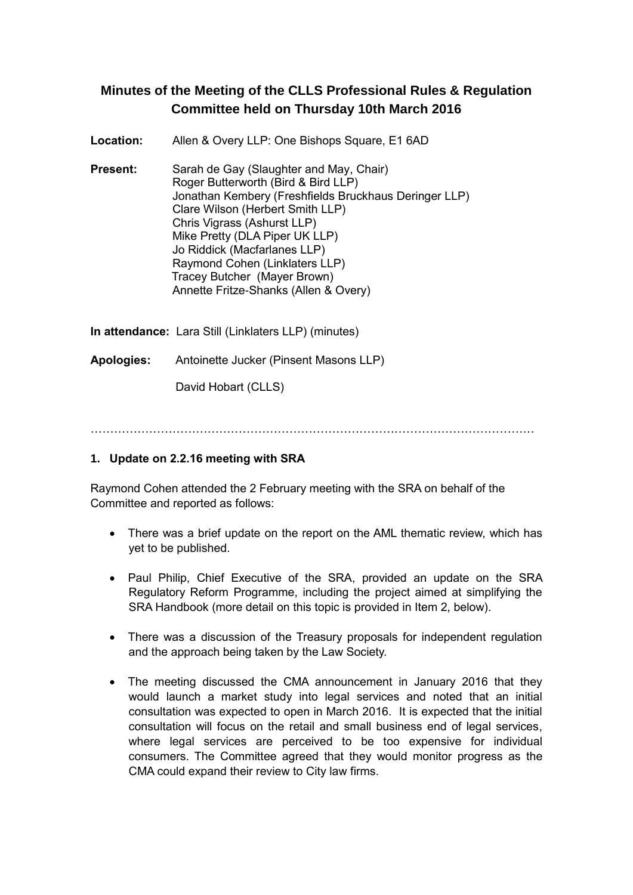# Minutes of the Meeting of the CLLS Professional Rules & Regulation Committee held on Thursday 10th March 2016

**Location:** Allen & Overy LLP: One Bishops Square, E1 6AD

**Present:** Sarah de Gay (Slaughter and May, Chair)
Roger Butterworth (Bird & Bird LLP)
Jonathan Kembery (Freshfields Bruckhaus Deringer LLP)
Clare Wilson (Herbert Smith LLP)
Chris Vigrass (Ashurst LLP)
Mike Pretty (DLA Piper UK LLP)
Jo Riddick (Macfarlanes LLP)
Raymond Cohen (Linklaters LLP)
Tracey Butcher (Mayer Brown)
Annette Fritze-Shanks (Allen & Overy)

**In attendance:** Lara Still (Linklaters LLP) (minutes)

**Apologies:** Antoinette Jucker (Pinsent Masons LLP)
David Hobart (CLLS)

…………………………………………………………………………………………………

## 1. Update on 2.2.16 meeting with SRA

Raymond Cohen attended the 2 February meeting with the SRA on behalf of the Committee and reported as follows:

- There was a brief update on the report on the AML thematic review, which has yet to be published.
- Paul Philip, Chief Executive of the SRA, provided an update on the SRA Regulatory Reform Programme, including the project aimed at simplifying the SRA Handbook (more detail on this topic is provided in Item 2, below).
- There was a discussion of the Treasury proposals for independent regulation and the approach being taken by the Law Society.
- The meeting discussed the CMA announcement in January 2016 that they would launch a market study into legal services and noted that an initial consultation was expected to open in March 2016. It is expected that the initial consultation will focus on the retail and small business end of legal services, where legal services are perceived to be too expensive for individual consumers. The Committee agreed that they would monitor progress as the CMA could expand their review to City law firms.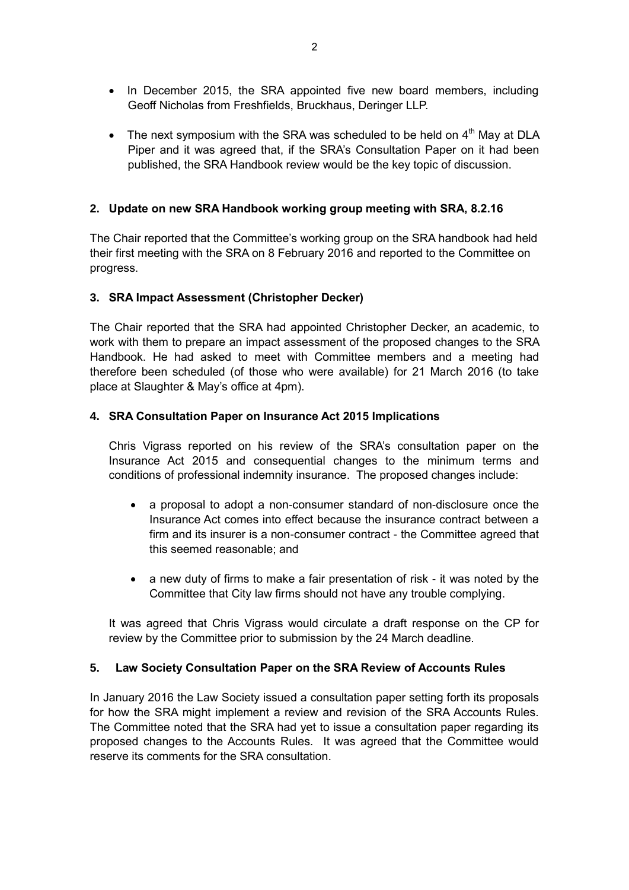- In December 2015, the SRA appointed five new board members, including Geoff Nicholas from Freshfields, Bruckhaus, Deringer LLP.
- The next symposium with the SRA was scheduled to be held on 4th May at DLA Piper and it was agreed that, if the SRA's Consultation Paper on it had been published, the SRA Handbook review would be the key topic of discussion.

**2. Update on new SRA Handbook working group meeting with SRA, 8.2.16**

The Chair reported that the Committee's working group on the SRA handbook had held their first meeting with the SRA on 8 February 2016 and reported to the Committee on progress.

**3. SRA Impact Assessment (Christopher Decker)**

The Chair reported that the SRA had appointed Christopher Decker, an academic, to work with them to prepare an impact assessment of the proposed changes to the SRA Handbook. He had asked to meet with Committee members and a meeting had therefore been scheduled (of those who were available) for 21 March 2016 (to take place at Slaughter & May's office at 4pm).

**4. SRA Consultation Paper on Insurance Act 2015 Implications**

Chris Vigrass reported on his review of the SRA's consultation paper on the Insurance Act 2015 and consequential changes to the minimum terms and conditions of professional indemnity insurance. The proposed changes include:

- a proposal to adopt a non-consumer standard of non-disclosure once the Insurance Act comes into effect because the insurance contract between a firm and its insurer is a non-consumer contract - the Committee agreed that this seemed reasonable; and
- a new duty of firms to make a fair presentation of risk - it was noted by the Committee that City law firms should not have any trouble complying.

It was agreed that Chris Vigrass would circulate a draft response on the CP for review by the Committee prior to submission by the 24 March deadline.

**5. Law Society Consultation Paper on the SRA Review of Accounts Rules**

In January 2016 the Law Society issued a consultation paper setting forth its proposals for how the SRA might implement a review and revision of the SRA Accounts Rules. The Committee noted that the SRA had yet to issue a consultation paper regarding its proposed changes to the Accounts Rules. It was agreed that the Committee would reserve its comments for the SRA consultation.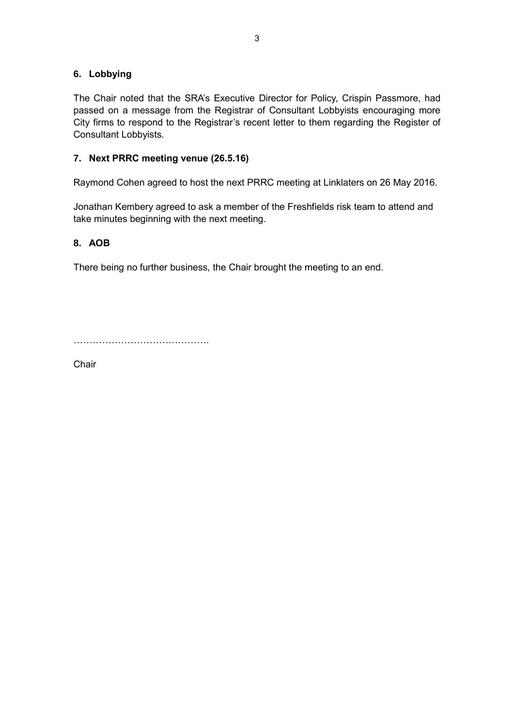## 6. Lobbying

The Chair noted that the SRA's Executive Director for Policy, Crispin Passmore, had passed on a message from the Registrar of Consultant Lobbyists encouraging more City firms to respond to the Registrar's recent letter to them regarding the Register of Consultant Lobbyists.

## 7. Next PRRC meeting venue (26.5.16)

Raymond Cohen agreed to host the next PRRC meeting at Linklaters on 26 May 2016.

Jonathan Kembery agreed to ask a member of the Freshfields risk team to attend and take minutes beginning with the next meeting.

## 8. AOB

There being no further business, the Chair brought the meeting to an end.

…………………………………….

Chair